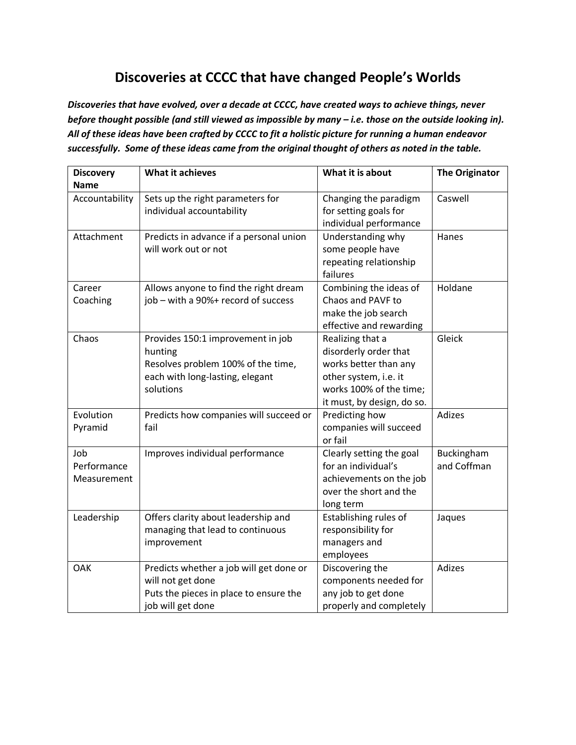# Discoveries at CCCC that have changed People's Worlds

***Discoveries that have evolved, over a decade at CCCC, have created ways to achieve things, never before thought possible (and still viewed as impossible by many – i.e. those on the outside looking in). All of these ideas have been crafted by CCCC to fit a holistic picture for running a human endeavor successfully. Some of these ideas came from the original thought of others as noted in the table.***

| Discovery Name | What it achieves | What it is about | The Originator |
|---|---|---|---|
| Accountability | Sets up the right parameters for individual accountability | Changing the paradigm for setting goals for individual performance | Caswell |
| Attachment | Predicts in advance if a personal union will work out or not | Understanding why some people have repeating relationship failures | Hanes |
| Career Coaching | Allows anyone to find the right dream job – with a 90%+ record of success | Combining the ideas of Chaos and PAVF to make the job search effective and rewarding | Holdane |
| Chaos | Provides 150:1 improvement in job hunting<br>Resolves problem 100% of the time, each with long-lasting, elegant solutions | Realizing that a disorderly order that works better than any other system, i.e. it works 100% of the time; it must, by design, do so. | Gleick |
| Evolution Pyramid | Predicts how companies will succeed or fail | Predicting how companies will succeed or fail | Adizes |
| Job Performance Measurement | Improves individual performance | Clearly setting the goal for an individual's achievements on the job over the short and the long term | Buckingham and Coffman |
| Leadership | Offers clarity about leadership and managing that lead to continuous improvement | Establishing rules of responsibility for managers and employees | Jaques |
| OAK | Predicts whether a job will get done or will not get done<br>Puts the pieces in place to ensure the job will get done | Discovering the components needed for any job to get done properly and completely | Adizes |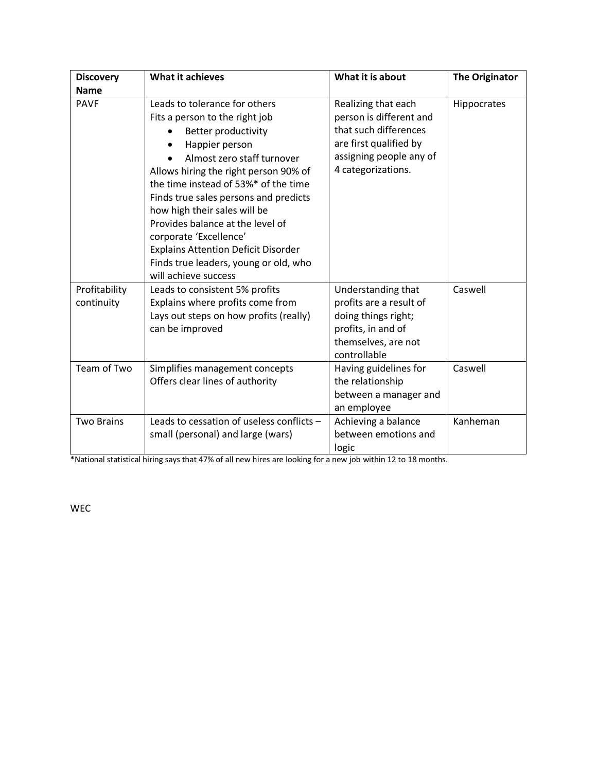| **Discovery Name** | **What it achieves** | **What it is about** | **The Originator** |
| --- | --- | --- | --- |
| PAVF | Leads to tolerance for others<br>Fits a person to the right job<br>• Better productivity<br>• Happier person<br>• Almost zero staff turnover<br>Allows hiring the right person 90% of the time instead of 53%* of the time<br>Finds true sales persons and predicts how high their sales will be<br>Provides balance at the level of corporate 'Excellence'<br>Explains Attention Deficit Disorder<br>Finds true leaders, young or old, who will achieve success | Realizing that each person is different and that such differences are first qualified by assigning people any of 4 categorizations. | Hippocrates |
| Profitability continuity | Leads to consistent 5% profits<br>Explains where profits come from<br>Lays out steps on how profits (really) can be improved | Understanding that profits are a result of doing things right; profits, in and of themselves, are not controllable | Caswell |
| Team of Two | Simplifies management concepts<br>Offers clear lines of authority | Having guidelines for the relationship between a manager and an employee | Caswell |
| Two Brains | Leads to cessation of useless conflicts – small (personal) and large (wars) | Achieving a balance between emotions and logic | Kanheman |

*National statistical hiring says that 47% of all new hires are looking for a new job within 12 to 18 months.

WEC